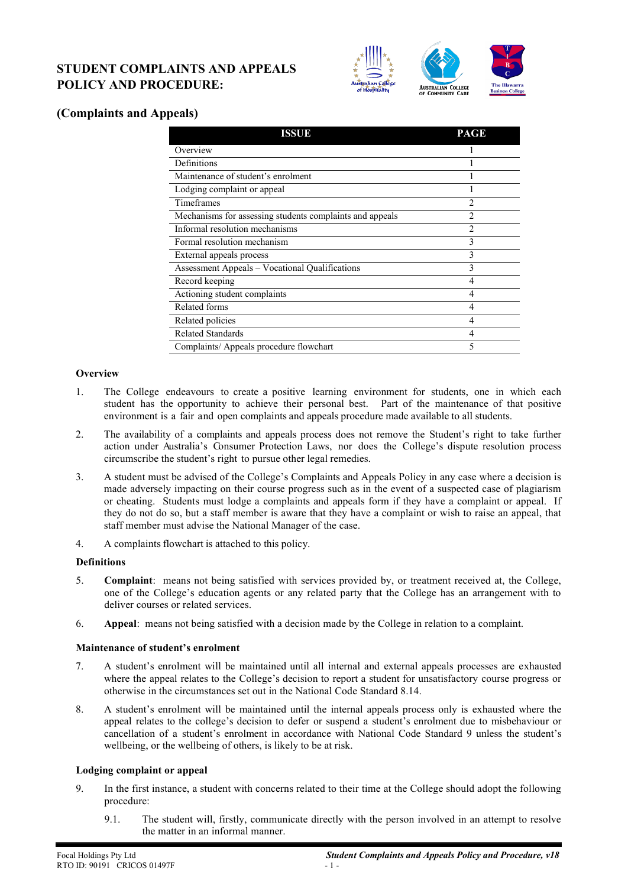# STUDENT COMPLAINTS AND APPEALS POLICY AND PROCEDURE:

## (Complaints and Appeals)

| ISSUE | PAGE |
|---|---|
| Overview | 1 |
| Definitions | 1 |
| Maintenance of student's enrolment | 1 |
| Lodging complaint or appeal | 1 |
| Timeframes | 2 |
| Mechanisms for assessing students complaints and appeals | 2 |
| Informal resolution mechanisms | 2 |
| Formal resolution mechanism | 3 |
| External appeals process | 3 |
| Assessment Appeals – Vocational Qualifications | 3 |
| Record keeping | 4 |
| Actioning student complaints | 4 |
| Related forms | 4 |
| Related policies | 4 |
| Related Standards | 4 |
| Complaints/ Appeals procedure flowchart | 5 |

### Overview

1. The College endeavours to create a positive learning environment for students, one in which each student has the opportunity to achieve their personal best. Part of the maintenance of that positive environment is a fair and open complaints and appeals procedure made available to all students.

2. The availability of a complaints and appeals process does not remove the Student's right to take further action under Australia's Consumer Protection Laws, nor does the College's dispute resolution process circumscribe the student's right to pursue other legal remedies.

3. A student must be advised of the College's Complaints and Appeals Policy in any case where a decision is made adversely impacting on their course progress such as in the event of a suspected case of plagiarism or cheating. Students must lodge a complaints and appeals form if they have a complaint or appeal. If they do not do so, but a staff member is aware that they have a complaint or wish to raise an appeal, that staff member must advise the National Manager of the case.

4. A complaints flowchart is attached to this policy.

### Definitions

5. **Complaint**: means not being satisfied with services provided by, or treatment received at, the College, one of the College's education agents or any related party that the College has an arrangement with to deliver courses or related services.

6. **Appeal**: means not being satisfied with a decision made by the College in relation to a complaint.

### Maintenance of student's enrolment

7. A student's enrolment will be maintained until all internal and external appeals processes are exhausted where the appeal relates to the College's decision to report a student for unsatisfactory course progress or otherwise in the circumstances set out in the National Code Standard 8.14.

8. A student's enrolment will be maintained until the internal appeals process only is exhausted where the appeal relates to the college's decision to defer or suspend a student's enrolment due to misbehaviour or cancellation of a student's enrolment in accordance with National Code Standard 9 unless the student's wellbeing, or the wellbeing of others, is likely to be at risk.

### Lodging complaint or appeal

9. In the first instance, a student with concerns related to their time at the College should adopt the following procedure:

   9.1. The student will, firstly, communicate directly with the person involved in an attempt to resolve the matter in an informal manner.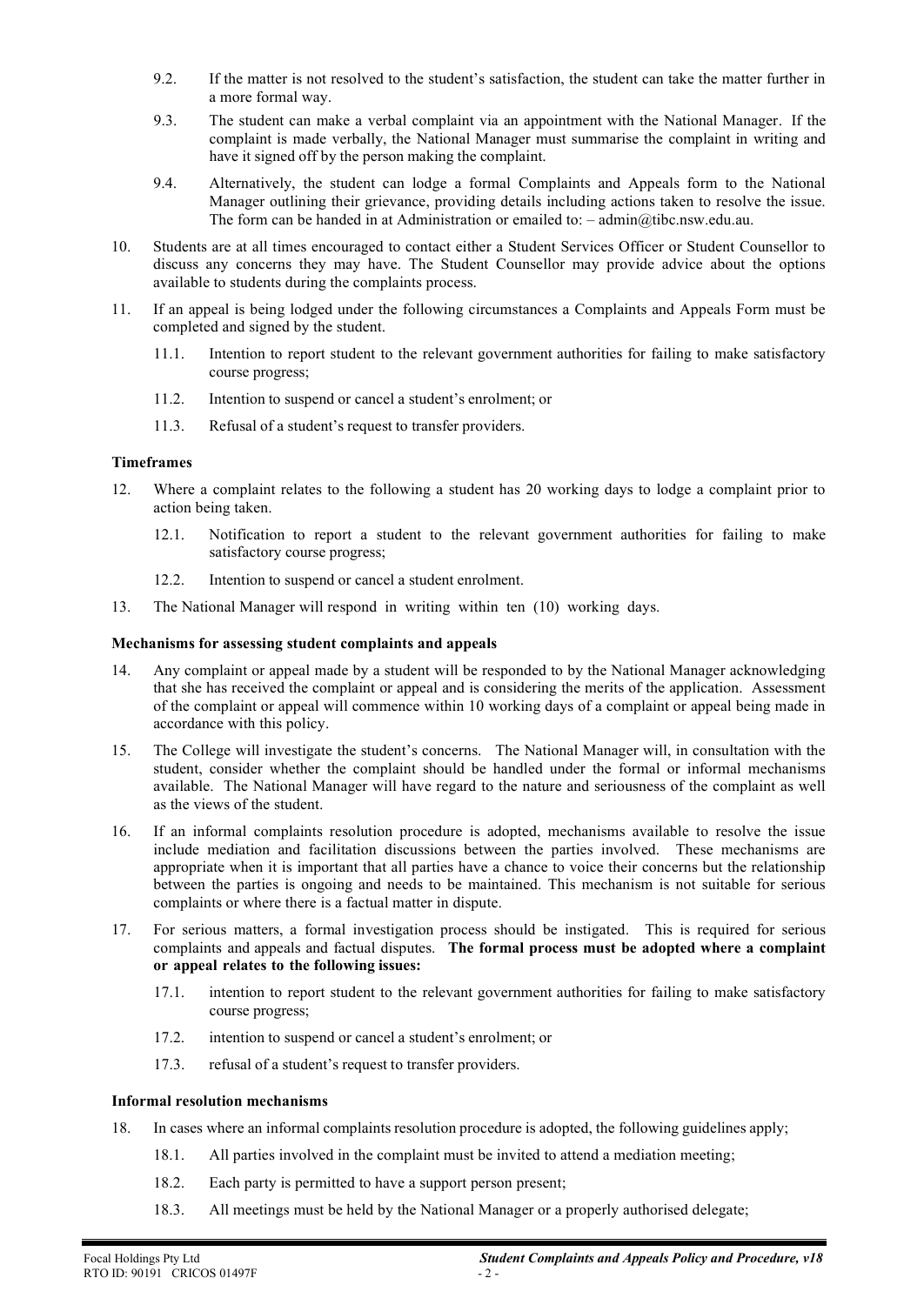9.2. If the matter is not resolved to the student's satisfaction, the student can take the matter further in a more formal way.

9.3. The student can make a verbal complaint via an appointment with the National Manager. If the complaint is made verbally, the National Manager must summarise the complaint in writing and have it signed off by the person making the complaint.

9.4. Alternatively, the student can lodge a formal Complaints and Appeals form to the National Manager outlining their grievance, providing details including actions taken to resolve the issue. The form can be handed in at Administration or emailed to: – admin@tibc.nsw.edu.au.

10. Students are at all times encouraged to contact either a Student Services Officer or Student Counsellor to discuss any concerns they may have. The Student Counsellor may provide advice about the options available to students during the complaints process.

11. If an appeal is being lodged under the following circumstances a Complaints and Appeals Form must be completed and signed by the student.

    11.1. Intention to report student to the relevant government authorities for failing to make satisfactory course progress;

    11.2. Intention to suspend or cancel a student's enrolment; or

    11.3. Refusal of a student's request to transfer providers.

**Timeframes**

12. Where a complaint relates to the following a student has 20 working days to lodge a complaint prior to action being taken.

    12.1. Notification to report a student to the relevant government authorities for failing to make satisfactory course progress;

    12.2. Intention to suspend or cancel a student enrolment.

13. The National Manager will respond in writing within ten (10) working days.

**Mechanisms for assessing student complaints and appeals**

14. Any complaint or appeal made by a student will be responded to by the National Manager acknowledging that she has received the complaint or appeal and is considering the merits of the application. Assessment of the complaint or appeal will commence within 10 working days of a complaint or appeal being made in accordance with this policy.

15. The College will investigate the student's concerns. The National Manager will, in consultation with the student, consider whether the complaint should be handled under the formal or informal mechanisms available. The National Manager will have regard to the nature and seriousness of the complaint as well as the views of the student.

16. If an informal complaints resolution procedure is adopted, mechanisms available to resolve the issue include mediation and facilitation discussions between the parties involved. These mechanisms are appropriate when it is important that all parties have a chance to voice their concerns but the relationship between the parties is ongoing and needs to be maintained. This mechanism is not suitable for serious complaints or where there is a factual matter in dispute.

17. For serious matters, a formal investigation process should be instigated. This is required for serious complaints and appeals and factual disputes. **The formal process must be adopted where a complaint or appeal relates to the following issues:**

    17.1. intention to report student to the relevant government authorities for failing to make satisfactory course progress;

    17.2. intention to suspend or cancel a student's enrolment; or

    17.3. refusal of a student's request to transfer providers.

**Informal resolution mechanisms**

18. In cases where an informal complaints resolution procedure is adopted, the following guidelines apply;

    18.1. All parties involved in the complaint must be invited to attend a mediation meeting;

    18.2. Each party is permitted to have a support person present;

    18.3. All meetings must be held by the National Manager or a properly authorised delegate;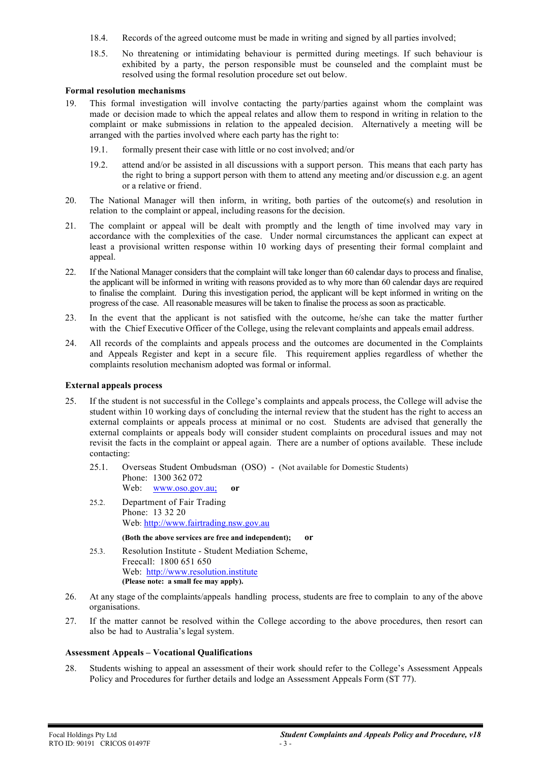18.4. Records of the agreed outcome must be made in writing and signed by all parties involved;

18.5. No threatening or intimidating behaviour is permitted during meetings. If such behaviour is exhibited by a party, the person responsible must be counseled and the complaint must be resolved using the formal resolution procedure set out below.

**Formal resolution mechanisms**

19. This formal investigation will involve contacting the party/parties against whom the complaint was made or decision made to which the appeal relates and allow them to respond in writing in relation to the complaint or make submissions in relation to the appealed decision. Alternatively a meeting will be arranged with the parties involved where each party has the right to:

    19.1. formally present their case with little or no cost involved; and/or

    19.2. attend and/or be assisted in all discussions with a support person. This means that each party has the right to bring a support person with them to attend any meeting and/or discussion e.g. an agent or a relative or friend.

20. The National Manager will then inform, in writing, both parties of the outcome(s) and resolution in relation to the complaint or appeal, including reasons for the decision.

21. The complaint or appeal will be dealt with promptly and the length of time involved may vary in accordance with the complexities of the case. Under normal circumstances the applicant can expect at least a provisional written response within 10 working days of presenting their formal complaint and appeal.

22. If the National Manager considers that the complaint will take longer than 60 calendar days to process and finalise, the applicant will be informed in writing with reasons provided as to why more than 60 calendar days are required to finalise the complaint. During this investigation period, the applicant will be kept informed in writing on the progress of the case. All reasonable measures will be taken to finalise the process as soon as practicable.

23. In the event that the applicant is not satisfied with the outcome, he/she can take the matter further with the Chief Executive Officer of the College, using the relevant complaints and appeals email address.

24. All records of the complaints and appeals process and the outcomes are documented in the Complaints and Appeals Register and kept in a secure file. This requirement applies regardless of whether the complaints resolution mechanism adopted was formal or informal.

**External appeals process**

25. If the student is not successful in the College's complaints and appeals process, the College will advise the student within 10 working days of concluding the internal review that the student has the right to access an external complaints or appeals process at minimal or no cost. Students are advised that generally the external complaints or appeals body will consider student complaints on procedural issues and may not revisit the facts in the complaint or appeal again. There are a number of options available. These include contacting:

    25.1. Overseas Student Ombudsman (OSO) - (Not available for Domestic Students)
    Phone: 1300 362 072
    Web: www.oso.gov.au; **or**

    25.2. Department of Fair Trading
    Phone: 13 32 20
    Web: http://www.fairtrading.nsw.gov.au

    **(Both the above services are free and independent); or**

    25.3. Resolution Institute - Student Mediation Scheme,
    Freecall: 1800 651 650
    Web: http://www.resolution.institute
    **(Please note: a small fee may apply).**

26. At any stage of the complaints/appeals handling process, students are free to complain to any of the above organisations.

27. If the matter cannot be resolved within the College according to the above procedures, then resort can also be had to Australia's legal system.

**Assessment Appeals – Vocational Qualifications**

28. Students wishing to appeal an assessment of their work should refer to the College's Assessment Appeals Policy and Procedures for further details and lodge an Assessment Appeals Form (ST 77).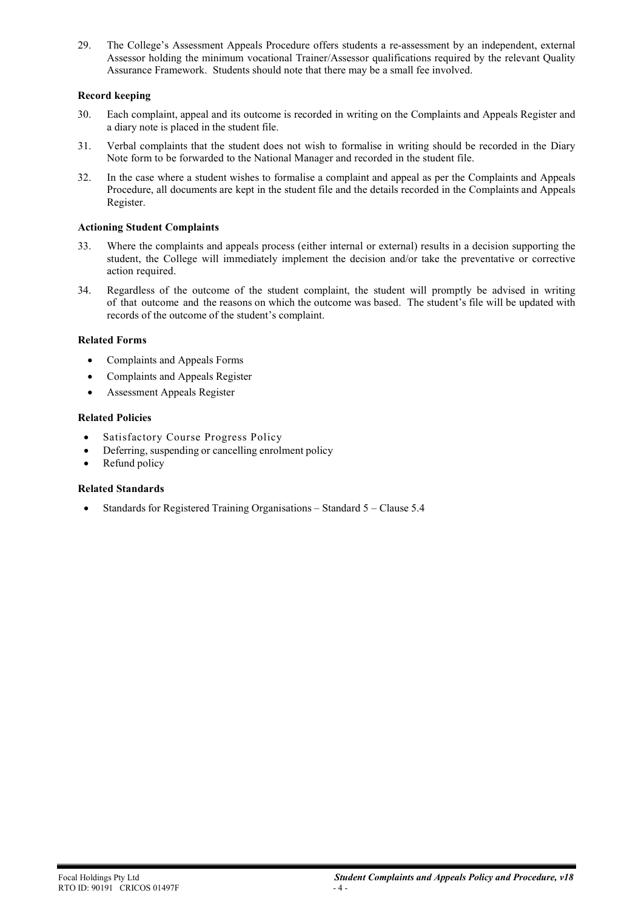29. The College's Assessment Appeals Procedure offers students a re-assessment by an independent, external Assessor holding the minimum vocational Trainer/Assessor qualifications required by the relevant Quality Assurance Framework. Students should note that there may be a small fee involved.

**Record keeping**

30. Each complaint, appeal and its outcome is recorded in writing on the Complaints and Appeals Register and a diary note is placed in the student file.
31. Verbal complaints that the student does not wish to formalise in writing should be recorded in the Diary Note form to be forwarded to the National Manager and recorded in the student file.
32. In the case where a student wishes to formalise a complaint and appeal as per the Complaints and Appeals Procedure, all documents are kept in the student file and the details recorded in the Complaints and Appeals Register.

**Actioning Student Complaints**

33. Where the complaints and appeals process (either internal or external) results in a decision supporting the student, the College will immediately implement the decision and/or take the preventative or corrective action required.
34. Regardless of the outcome of the student complaint, the student will promptly be advised in writing of that outcome and the reasons on which the outcome was based. The student's file will be updated with records of the outcome of the student's complaint.

**Related Forms**

- Complaints and Appeals Forms
- Complaints and Appeals Register
- Assessment Appeals Register

**Related Policies**

- Satisfactory Course Progress Policy
- Deferring, suspending or cancelling enrolment policy
- Refund policy

**Related Standards**

- Standards for Registered Training Organisations – Standard 5 – Clause 5.4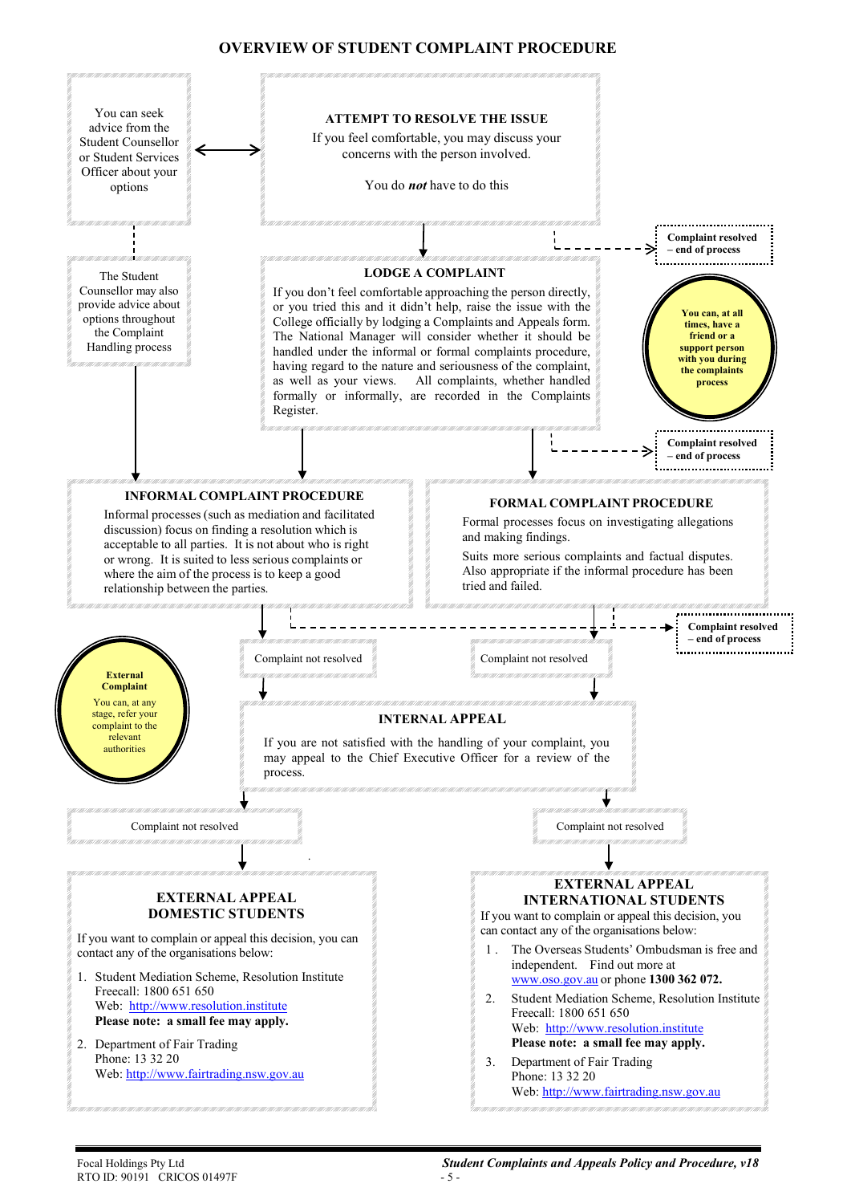# OVERVIEW OF STUDENT COMPLAINT PROCEDURE

You can seek advice from the Student Counsellor or Student Services Officer about your options

**ATTEMPT TO RESOLVE THE ISSUE**

If you feel comfortable, you may discuss your concerns with the person involved.

You do ***not*** have to do this

**Complaint resolved – end of process**

The Student Counsellor may also provide advice about options throughout the Complaint Handling process

**LODGE A COMPLAINT**

If you don't feel comfortable approaching the person directly, or you tried this and it didn't help, raise the issue with the College officially by lodging a Complaints and Appeals form. The National Manager will consider whether it should be handled under the informal or formal complaints procedure, having regard to the nature and seriousness of the complaint, as well as your views. All complaints, whether handled formally or informally, are recorded in the Complaints Register.

**You can, at all times, have a friend or a support person with you during the complaints process**

**Complaint resolved – end of process**

**INFORMAL COMPLAINT PROCEDURE**

Informal processes (such as mediation and facilitated discussion) focus on finding a resolution which is acceptable to all parties. It is not about who is right or wrong. It is suited to less serious complaints or where the aim of the process is to keep a good relationship between the parties.

**FORMAL COMPLAINT PROCEDURE**

Formal processes focus on investigating allegations and making findings.

Suits more serious complaints and factual disputes. Also appropriate if the informal procedure has been tried and failed.

**Complaint resolved – end of process**

Complaint not resolved

Complaint not resolved

**External Complaint**

You can, at any stage, refer your complaint to the relevant authorities

**INTERNAL APPEAL**

If you are not satisfied with the handling of your complaint, you may appeal to the Chief Executive Officer for a review of the process.

Complaint not resolved

Complaint not resolved

**EXTERNAL APPEAL**
**DOMESTIC STUDENTS**

If you want to complain or appeal this decision, you can contact any of the organisations below:

1. Student Mediation Scheme, Resolution Institute
   Freecall: 1800 651 650
   Web: http://www.resolution.institute
   **Please note: a small fee may apply.**
2. Department of Fair Trading
   Phone: 13 32 20
   Web: http://www.fairtrading.nsw.gov.au

**EXTERNAL APPEAL**
**INTERNATIONAL STUDENTS**

If you want to complain or appeal this decision, you can contact any of the organisations below:

1. The Overseas Students' Ombudsman is free and independent. Find out more at www.oso.gov.au or phone **1300 362 072.**
2. Student Mediation Scheme, Resolution Institute
   Freecall: 1800 651 650
   Web: http://www.resolution.institute
   **Please note: a small fee may apply.**
3. Department of Fair Trading
   Phone: 13 32 20
   Web: http://www.fairtrading.nsw.gov.au